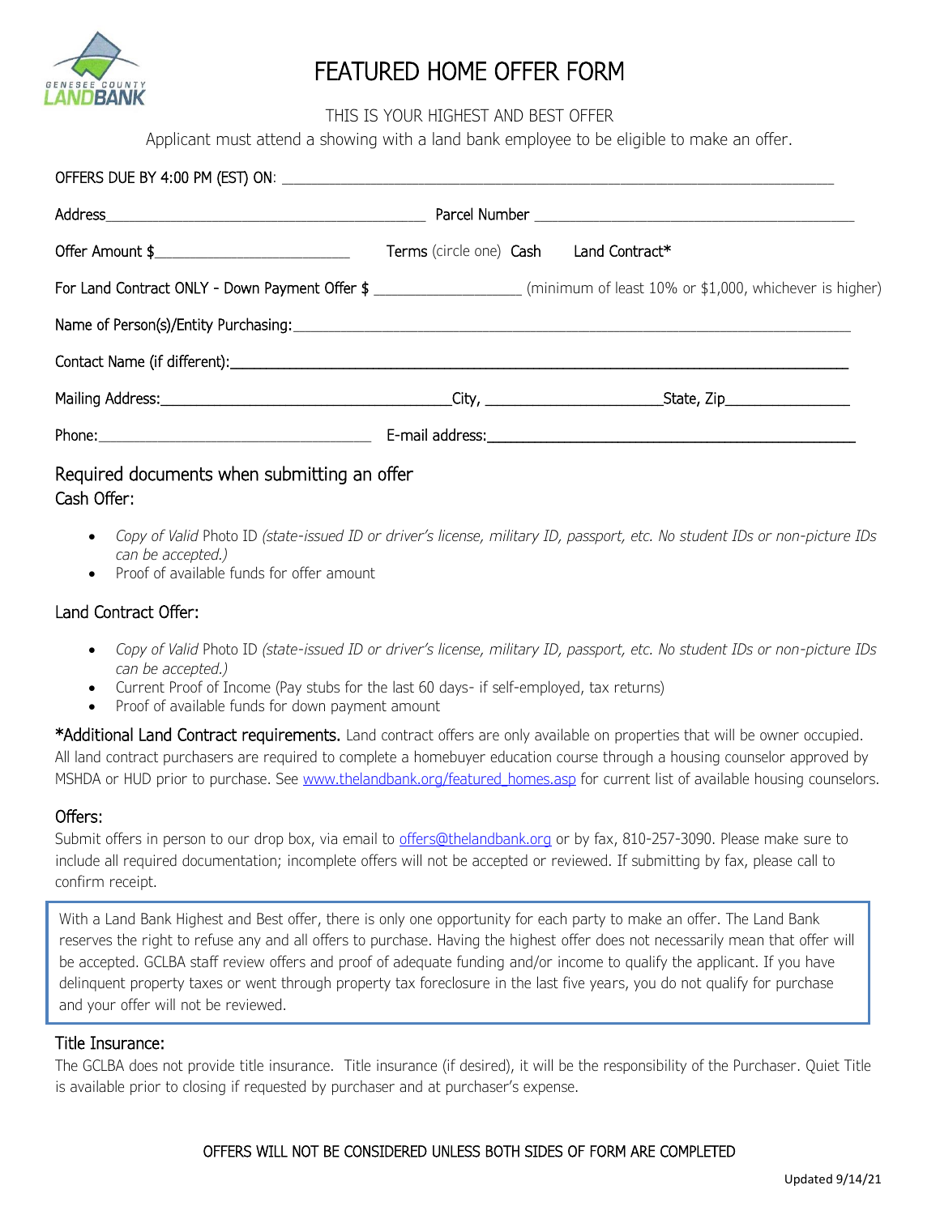# FEATURED HOME OFFER FORM

THIS IS YOUR HIGHEST AND BEST OFFER

Applicant must attend a showing with a land bank employee to be eligible to make an offer.

OFFERS DUE BY 4:00 PM (EST) ON: ______________________________________________

Address_________________________________ Parcel Number _________________________________

Offer Amount $______________________ Terms (circle one) Cash Land Contract*

For Land Contract ONLY - Down Payment Offer $ ________________ (minimum of least 10% or $1,000, whichever is higher)

Name of Person(s)/Entity Purchasing:______________________________________________

Contact Name (if different):______________________________________________

Mailing Address:______________________________City, ____________________State, Zip______________

Phone:_____________________________ E-mail address:_____________________________________

## Required documents when submitting an offer

### Cash Offer:

- *Copy of Valid* Photo ID *(state-issued ID or driver's license, military ID, passport, etc. No student IDs or non-picture IDs can be accepted.)*
- Proof of available funds for offer amount

### Land Contract Offer:

- *Copy of Valid* Photo ID *(state-issued ID or driver's license, military ID, passport, etc. No student IDs or non-picture IDs can be accepted.)*
- Current Proof of Income (Pay stubs for the last 60 days- if self-employed, tax returns)
- Proof of available funds for down payment amount

**\*Additional Land Contract requirements.** Land contract offers are only available on properties that will be owner occupied. All land contract purchasers are required to complete a homebuyer education course through a housing counselor approved by MSHDA or HUD prior to purchase. See www.thelandbank.org/featured_homes.asp for current list of available housing counselors.

### Offers:

Submit offers in person to our drop box, via email to offers@thelandbank.org or by fax, 810-257-3090. Please make sure to include all required documentation; incomplete offers will not be accepted or reviewed. If submitting by fax, please call to confirm receipt.

With a Land Bank Highest and Best offer, there is only one opportunity for each party to make an offer. The Land Bank reserves the right to refuse any and all offers to purchase. Having the highest offer does not necessarily mean that offer will be accepted. GCLBA staff review offers and proof of adequate funding and/or income to qualify the applicant. If you have delinquent property taxes or went through property tax foreclosure in the last five years, you do not qualify for purchase and your offer will not be reviewed.

### Title Insurance:

The GCLBA does not provide title insurance. Title insurance (if desired), it will be the responsibility of the Purchaser. Quiet Title is available prior to closing if requested by purchaser and at purchaser's expense.

OFFERS WILL NOT BE CONSIDERED UNLESS BOTH SIDES OF FORM ARE COMPLETED

Updated 9/14/21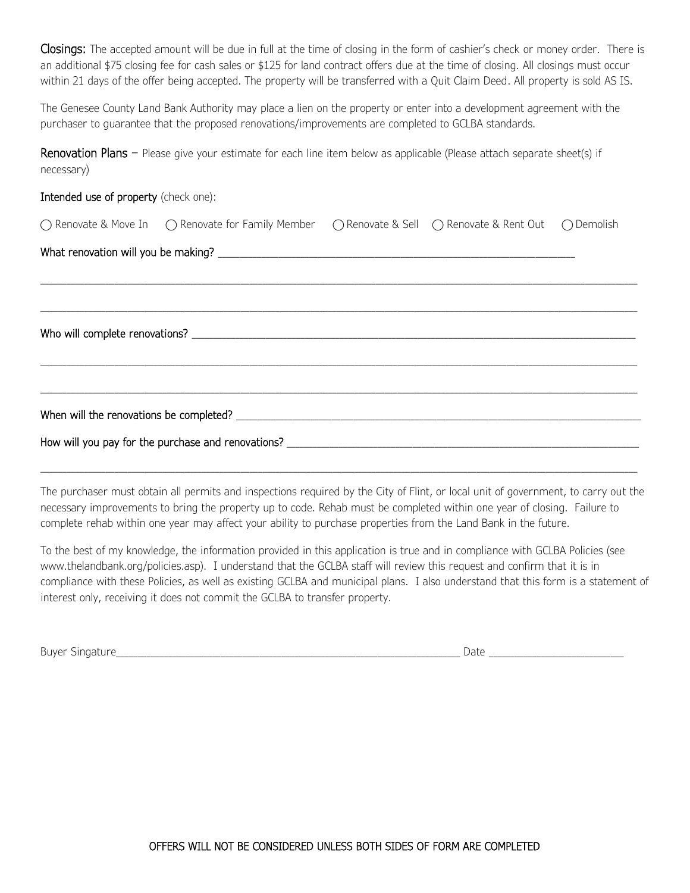**Closings:** The accepted amount will be due in full at the time of closing in the form of cashier's check or money order. There is an additional $75 closing fee for cash sales or $125 for land contract offers due at the time of closing. All closings must occur within 21 days of the offer being accepted. The property will be transferred with a Quit Claim Deed. All property is sold AS IS.

The Genesee County Land Bank Authority may place a lien on the property or enter into a development agreement with the purchaser to guarantee that the proposed renovations/improvements are completed to GCLBA standards.

**Renovation Plans** – Please give your estimate for each line item below as applicable (Please attach separate sheet(s) if necessary)

**Intended use of property** (check one):

◯ Renovate & Move In ◯ Renovate for Family Member ◯ Renovate & Sell ◯ Renovate & Rent Out ◯ Demolish

What renovation will you be making? ______________________________________________________________

__________________________________________________________________________________________

__________________________________________________________________________________________

Who will complete renovations? ___________________________________________________________________

__________________________________________________________________________________________

__________________________________________________________________________________________

When will the renovations be completed? ____________________________________________________________

How will you pay for the purchase and renovations? ___________________________________________________

__________________________________________________________________________________________

The purchaser must obtain all permits and inspections required by the City of Flint, or local unit of government, to carry out the necessary improvements to bring the property up to code. Rehab must be completed within one year of closing. Failure to complete rehab within one year may affect your ability to purchase properties from the Land Bank in the future.

To the best of my knowledge, the information provided in this application is true and in compliance with GCLBA Policies (see www.thelandbank.org/policies.asp). I understand that the GCLBA staff will review this request and confirm that it is in compliance with these Policies, as well as existing GCLBA and municipal plans. I also understand that this form is a statement of interest only, receiving it does not commit the GCLBA to transfer property.

Buyer Singature____________________________________________________________ Date ________________________

OFFERS WILL NOT BE CONSIDERED UNLESS BOTH SIDES OF FORM ARE COMPLETED